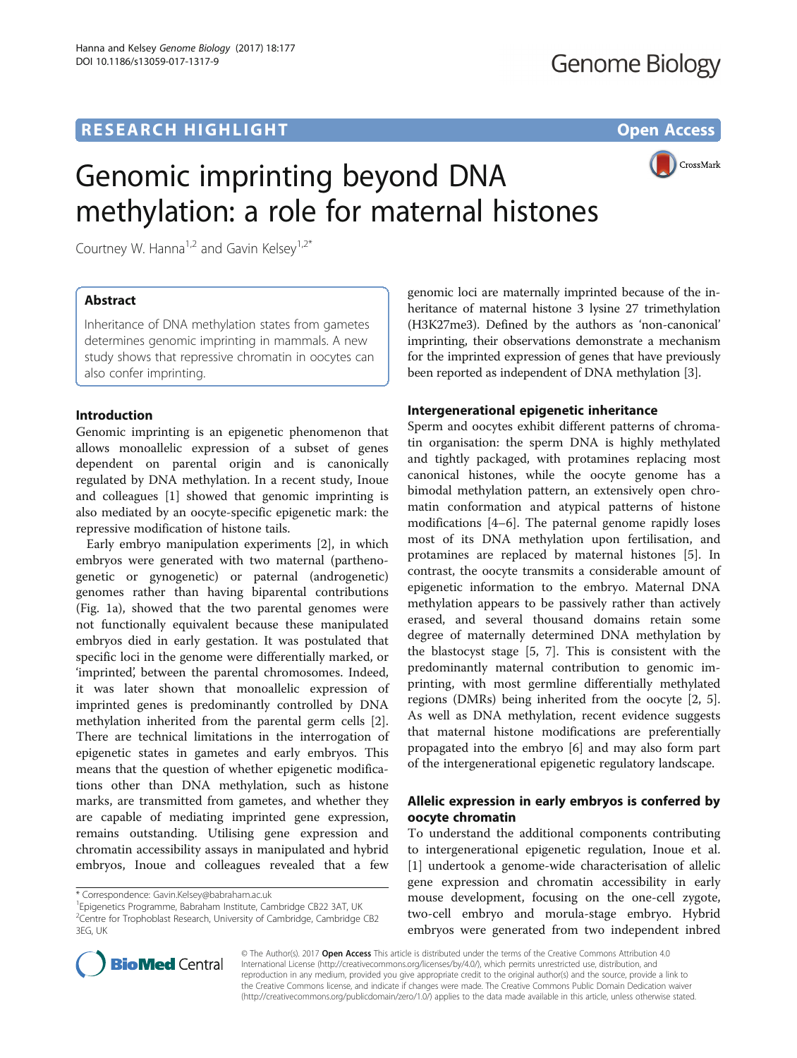RESEARCH HIGHLIGHT

Open Access

# Genomic imprinting beyond DNA methylation: a role for maternal histones

Courtney W. Hanna[1,2] and Gavin Kelsey[1,2*]

## Abstract

Inheritance of DNA methylation states from gametes determines genomic imprinting in mammals. A new study shows that repressive chromatin in oocytes can also confer imprinting.

## Introduction

Genomic imprinting is an epigenetic phenomenon that allows monoallelic expression of a subset of genes dependent on parental origin and is canonically regulated by DNA methylation. In a recent study, Inoue and colleagues [1] showed that genomic imprinting is also mediated by an oocyte-specific epigenetic mark: the repressive modification of histone tails.

Early embryo manipulation experiments [2], in which embryos were generated with two maternal (parthenogenetic or gynogenetic) or paternal (androgenetic) genomes rather than having biparental contributions (Fig. 1a), showed that the two parental genomes were not functionally equivalent because these manipulated embryos died in early gestation. It was postulated that specific loci in the genome were differentially marked, or 'imprinted', between the parental chromosomes. Indeed, it was later shown that monoallelic expression of imprinted genes is predominantly controlled by DNA methylation inherited from the parental germ cells [2]. There are technical limitations in the interrogation of epigenetic states in gametes and early embryos. This means that the question of whether epigenetic modifications other than DNA methylation, such as histone marks, are transmitted from gametes, and whether they are capable of mediating imprinted gene expression, remains outstanding. Utilising gene expression and chromatin accessibility assays in manipulated and hybrid embryos, Inoue and colleagues revealed that a few genomic loci are maternally imprinted because of the inheritance of maternal histone 3 lysine 27 trimethylation (H3K27me3). Defined by the authors as 'non-canonical' imprinting, their observations demonstrate a mechanism for the imprinted expression of genes that have previously been reported as independent of DNA methylation [3].

## Intergenerational epigenetic inheritance

Sperm and oocytes exhibit different patterns of chromatin organisation: the sperm DNA is highly methylated and tightly packaged, with protamines replacing most canonical histones, while the oocyte genome has a bimodal methylation pattern, an extensively open chromatin conformation and atypical patterns of histone modifications [4–6]. The paternal genome rapidly loses most of its DNA methylation upon fertilisation, and protamines are replaced by maternal histones [5]. In contrast, the oocyte transmits a considerable amount of epigenetic information to the embryo. Maternal DNA methylation appears to be passively rather than actively erased, and several thousand domains retain some degree of maternally determined DNA methylation by the blastocyst stage [5, 7]. This is consistent with the predominantly maternal contribution to genomic imprinting, with most germline differentially methylated regions (DMRs) being inherited from the oocyte [2, 5]. As well as DNA methylation, recent evidence suggests that maternal histone modifications are preferentially propagated into the embryo [6] and may also form part of the intergenerational epigenetic regulatory landscape.

## Allelic expression in early embryos is conferred by oocyte chromatin

To understand the additional components contributing to intergenerational epigenetic regulation, Inoue et al. [1] undertook a genome-wide characterisation of allelic gene expression and chromatin accessibility in early mouse development, focusing on the one-cell zygote, two-cell embryo and morula-stage embryo. Hybrid embryos were generated from two independent inbred

\* Correspondence: Gavin.Kelsey@babraham.ac.uk

[1] Epigenetics Programme, Babraham Institute, Cambridge CB22 3AT, UK

[2] Centre for Trophoblast Research, University of Cambridge, Cambridge CB2 3EG, UK

© The Author(s). 2017 **Open Access** This article is distributed under the terms of the Creative Commons Attribution 4.0 International License (http://creativecommons.org/licenses/by/4.0/), which permits unrestricted use, distribution, and reproduction in any medium, provided you give appropriate credit to the original author(s) and the source, provide a link to the Creative Commons license, and indicate if changes were made. The Creative Commons Public Domain Dedication waiver (http://creativecommons.org/publicdomain/zero/1.0/) applies to the data made available in this article, unless otherwise stated.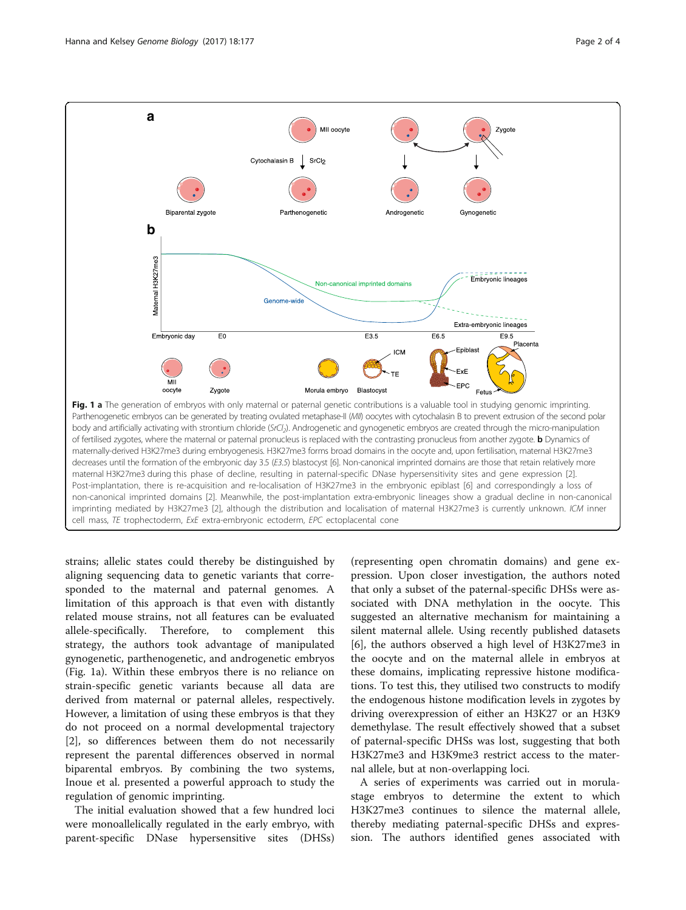**Fig. 1 a** The generation of embryos with only maternal or paternal genetic contributions is a valuable tool in studying genomic imprinting. Parthenogenetic embryos can be generated by treating ovulated metaphase-II (*MII*) oocytes with cytochalasin B to prevent extrusion of the second polar body and artificially activating with strontium chloride (*$SrCl_2$*). Androgenetic and gynogenetic embryos are created through the micro-manipulation of fertilised zygotes, where the maternal or paternal pronucleus is replaced with the contrasting pronucleus from another zygote. **b** Dynamics of maternally-derived H3K27me3 during embryogenesis. H3K27me3 forms broad domains in the oocyte and, upon fertilisation, maternal H3K27me3 decreases until the formation of the embryonic day 3.5 (*E3.5*) blastocyst [6]. Non-canonical imprinted domains are those that retain relatively more maternal H3K27me3 during this phase of decline, resulting in paternal-specific DNase hypersensitivity sites and gene expression [2]. Post-implantation, there is re-acquisition and re-localisation of H3K27me3 in the embryonic epiblast [6] and correspondingly a loss of non-canonical imprinted domains [2]. Meanwhile, the post-implantation extra-embryonic lineages show a gradual decline in non-canonical imprinting mediated by H3K27me3 [2], although the distribution and localisation of maternal H3K27me3 is currently unknown. *ICM* inner cell mass, *TE* trophectoderm, *ExE* extra-embryonic ectoderm, *EPC* ectoplacental cone

strains; allelic states could thereby be distinguished by aligning sequencing data to genetic variants that corresponded to the maternal and paternal genomes. A limitation of this approach is that even with distantly related mouse strains, not all features can be evaluated allele-specifically. Therefore, to complement this strategy, the authors took advantage of manipulated gynogenetic, parthenogenetic, and androgenetic embryos (Fig. 1a). Within these embryos there is no reliance on strain-specific genetic variants because all data are derived from maternal or paternal alleles, respectively. However, a limitation of using these embryos is that they do not proceed on a normal developmental trajectory [2], so differences between them do not necessarily represent the parental differences observed in normal biparental embryos. By combining the two systems, Inoue et al. presented a powerful approach to study the regulation of genomic imprinting.

The initial evaluation showed that a few hundred loci were monoallelically regulated in the early embryo, with parent-specific DNase hypersensitive sites (DHSs) (representing open chromatin domains) and gene expression. Upon closer investigation, the authors noted that only a subset of the paternal-specific DHSs were associated with DNA methylation in the oocyte. This suggested an alternative mechanism for maintaining a silent maternal allele. Using recently published datasets [6], the authors observed a high level of H3K27me3 in the oocyte and on the maternal allele in embryos at these domains, implicating repressive histone modifications. To test this, they utilised two constructs to modify the endogenous histone modification levels in zygotes by driving overexpression of either an H3K27 or an H3K9 demethylase. The result effectively showed that a subset of paternal-specific DHSs was lost, suggesting that both H3K27me3 and H3K9me3 restrict access to the maternal allele, but at non-overlapping loci.

A series of experiments was carried out in morula-stage embryos to determine the extent to which H3K27me3 continues to silence the maternal allele, thereby mediating paternal-specific DHSs and expression. The authors identified genes associated with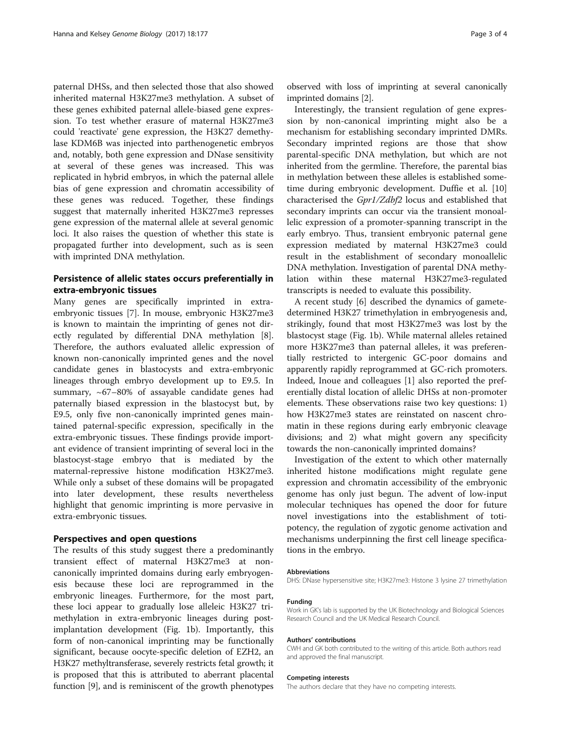paternal DHSs, and then selected those that also showed inherited maternal H3K27me3 methylation. A subset of these genes exhibited paternal allele-biased gene expression. To test whether erasure of maternal H3K27me3 could 'reactivate' gene expression, the H3K27 demethylase KDM6B was injected into parthenogenetic embryos and, notably, both gene expression and DNase sensitivity at several of these genes was increased. This was replicated in hybrid embryos, in which the paternal allele bias of gene expression and chromatin accessibility of these genes was reduced. Together, these findings suggest that maternally inherited H3K27me3 represses gene expression of the maternal allele at several genomic loci. It also raises the question of whether this state is propagated further into development, such as is seen with imprinted DNA methylation.

## Persistence of allelic states occurs preferentially in extra-embryonic tissues

Many genes are specifically imprinted in extra-embryonic tissues [7]. In mouse, embryonic H3K27me3 is known to maintain the imprinting of genes not directly regulated by differential DNA methylation [8]. Therefore, the authors evaluated allelic expression of known non-canonically imprinted genes and the novel candidate genes in blastocysts and extra-embryonic lineages through embryo development up to E9.5. In summary, ~67–80% of assayable candidate genes had paternally biased expression in the blastocyst but, by E9.5, only five non-canonically imprinted genes maintained paternal-specific expression, specifically in the extra-embryonic tissues. These findings provide important evidence of transient imprinting of several loci in the blastocyst-stage embryo that is mediated by the maternal-repressive histone modification H3K27me3. While only a subset of these domains will be propagated into later development, these results nevertheless highlight that genomic imprinting is more pervasive in extra-embryonic tissues.

## Perspectives and open questions

The results of this study suggest there a predominantly transient effect of maternal H3K27me3 at non-canonically imprinted domains during early embryogenesis because these loci are reprogrammed in the embryonic lineages. Furthermore, for the most part, these loci appear to gradually lose alleleic H3K27 trimethylation in extra-embryonic lineages during post-implantation development (Fig. 1b). Importantly, this form of non-canonical imprinting may be functionally significant, because oocyte-specific deletion of EZH2, an H3K27 methyltransferase, severely restricts fetal growth; it is proposed that this is attributed to aberrant placental function [9], and is reminiscent of the growth phenotypes observed with loss of imprinting at several canonically imprinted domains [2].

Interestingly, the transient regulation of gene expression by non-canonical imprinting might also be a mechanism for establishing secondary imprinted DMRs. Secondary imprinted regions are those that show parental-specific DNA methylation, but which are not inherited from the germline. Therefore, the parental bias in methylation between these alleles is established sometime during embryonic development. Duffie et al. [10] characterised the *Gpr1/Zdbf2* locus and established that secondary imprints can occur via the transient monoallelic expression of a promoter-spanning transcript in the early embryo. Thus, transient embryonic paternal gene expression mediated by maternal H3K27me3 could result in the establishment of secondary monoallelic DNA methylation. Investigation of parental DNA methylation within these maternal H3K27me3-regulated transcripts is needed to evaluate this possibility.

A recent study [6] described the dynamics of gamete-determined H3K27 trimethylation in embryogenesis and, strikingly, found that most H3K27me3 was lost by the blastocyst stage (Fig. 1b). While maternal alleles retained more H3K27me3 than paternal alleles, it was preferentially restricted to intergenic GC-poor domains and apparently rapidly reprogrammed at GC-rich promoters. Indeed, Inoue and colleagues [1] also reported the preferentially distal location of allelic DHSs at non-promoter elements. These observations raise two key questions: 1) how H3K27me3 states are reinstated on nascent chromatin in these regions during early embryonic cleavage divisions; and 2) what might govern any specificity towards the non-canonically imprinted domains?

Investigation of the extent to which other maternally inherited histone modifications might regulate gene expression and chromatin accessibility of the embryonic genome has only just begun. The advent of low-input molecular techniques has opened the door for future novel investigations into the establishment of totipotency, the regulation of zygotic genome activation and mechanisms underpinning the first cell lineage specifications in the embryo.

#### Abbreviations

DHS: DNase hypersensitive site; H3K27me3: Histone 3 lysine 27 trimethylation

#### Funding

Work in GK's lab is supported by the UK Biotechnology and Biological Sciences Research Council and the UK Medical Research Council.

#### Authors' contributions

CWH and GK both contributed to the writing of this article. Both authors read and approved the final manuscript.

#### Competing interests

The authors declare that they have no competing interests.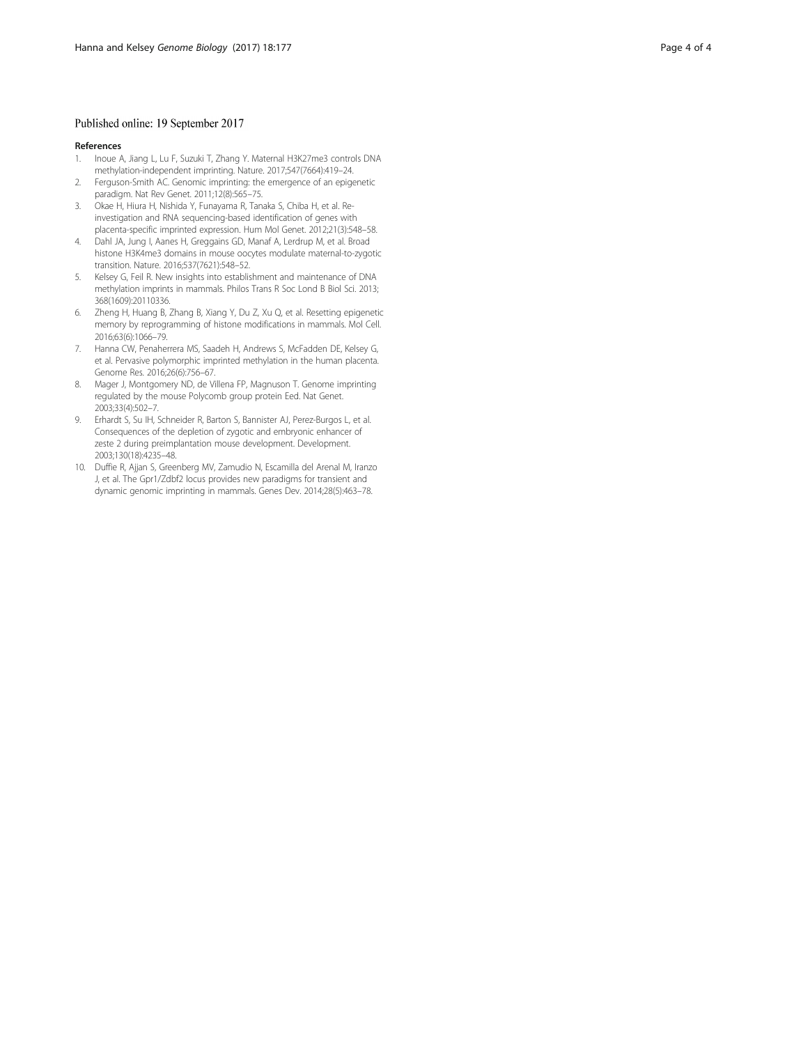Published online: 19 September 2017

## References

1. Inoue A, Jiang L, Lu F, Suzuki T, Zhang Y. Maternal H3K27me3 controls DNA methylation-independent imprinting. Nature. 2017;547(7664):419–24.
2. Ferguson-Smith AC. Genomic imprinting: the emergence of an epigenetic paradigm. Nat Rev Genet. 2011;12(8):565–75.
3. Okae H, Hiura H, Nishida Y, Funayama R, Tanaka S, Chiba H, et al. Re-investigation and RNA sequencing-based identification of genes with placenta-specific imprinted expression. Hum Mol Genet. 2012;21(3):548–58.
4. Dahl JA, Jung I, Aanes H, Greggains GD, Manaf A, Lerdrup M, et al. Broad histone H3K4me3 domains in mouse oocytes modulate maternal-to-zygotic transition. Nature. 2016;537(7621):548–52.
5. Kelsey G, Feil R. New insights into establishment and maintenance of DNA methylation imprints in mammals. Philos Trans R Soc Lond B Biol Sci. 2013; 368(1609):20110336.
6. Zheng H, Huang B, Zhang B, Xiang Y, Du Z, Xu Q, et al. Resetting epigenetic memory by reprogramming of histone modifications in mammals. Mol Cell. 2016;63(6):1066–79.
7. Hanna CW, Penaherrera MS, Saadeh H, Andrews S, McFadden DE, Kelsey G, et al. Pervasive polymorphic imprinted methylation in the human placenta. Genome Res. 2016;26(6):756–67.
8. Mager J, Montgomery ND, de Villena FP, Magnuson T. Genome imprinting regulated by the mouse Polycomb group protein Eed. Nat Genet. 2003;33(4):502–7.
9. Erhardt S, Su IH, Schneider R, Barton S, Bannister AJ, Perez-Burgos L, et al. Consequences of the depletion of zygotic and embryonic enhancer of zeste 2 during preimplantation mouse development. Development. 2003;130(18):4235–48.
10. Duffie R, Ajjan S, Greenberg MV, Zamudio N, Escamilla del Arenal M, Iranzo J, et al. The Gpr1/Zdbf2 locus provides new paradigms for transient and dynamic genomic imprinting in mammals. Genes Dev. 2014;28(5):463–78.